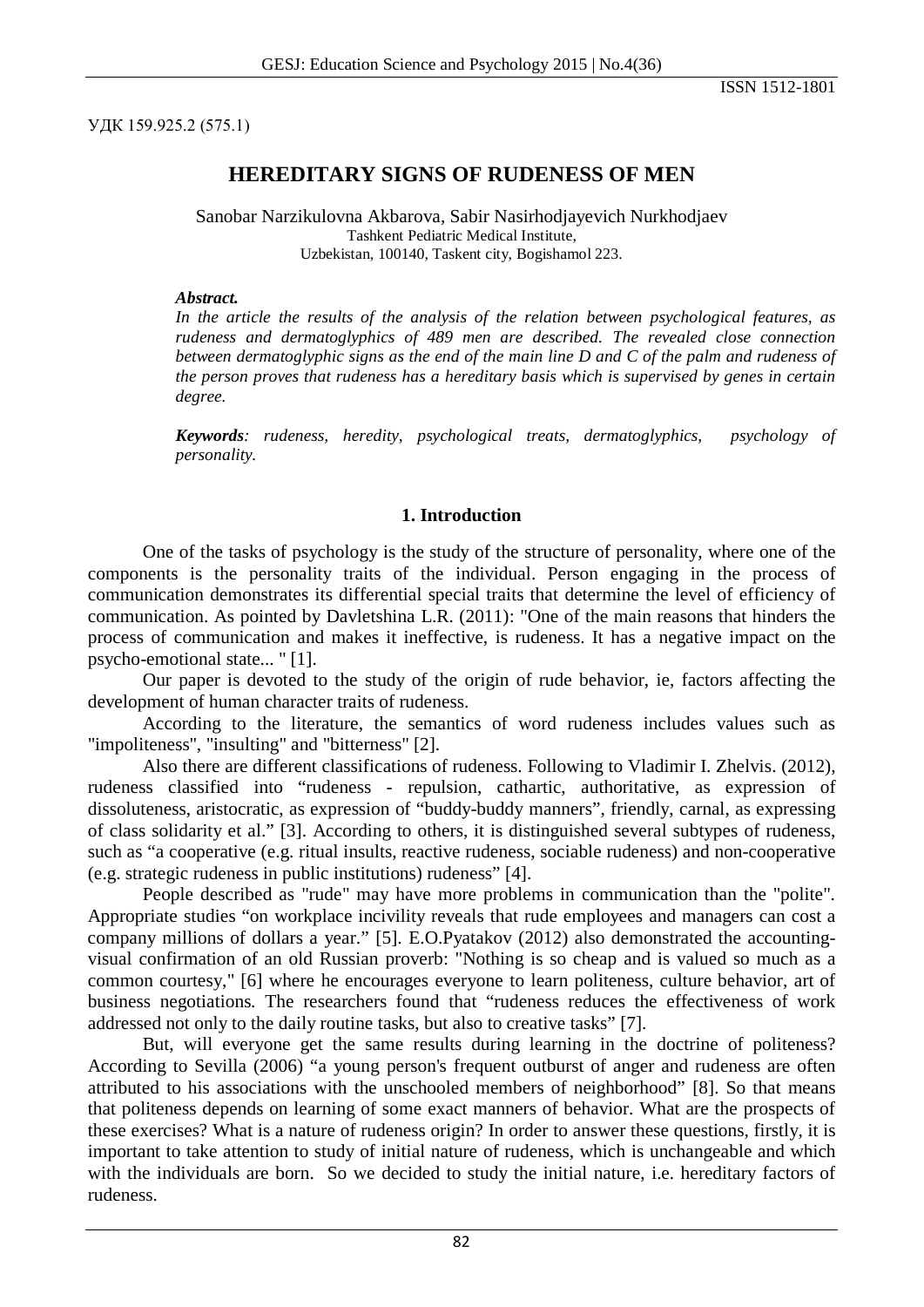УДК 159.925.2 (575.1)

# HEREDITARY SIGNS OF RUDENESS OF MEN

Sanobar Narzikulovna Akbarova, Sabir Nasirhodjayevich Nurkhodjaev
Tashkent Pediatric Medical Institute,
Uzbekistan, 100140, Taskent city, Bogishamol 223.

***Abstract.***
*In the article the results of the analysis of the relation between psychological features, as rudeness and dermatoglyphics of 489 men are described. The revealed close connection between dermatoglyphic signs as the end of the main line D and C of the palm and rudeness of the person proves that rudeness has a hereditary basis which is supervised by genes in certain degree.*

***Keywords****: rudeness, heredity, psychological treats, dermatoglyphics, psychology of personality.*

## 1. Introduction

One of the tasks of psychology is the study of the structure of personality, where one of the components is the personality traits of the individual. Person engaging in the process of communication demonstrates its differential special traits that determine the level of efficiency of communication. As pointed by Davletshina L.R. (2011): "One of the main reasons that hinders the process of communication and makes it ineffective, is rudeness. It has a negative impact on the psycho-emotional state... " [1].

Our paper is devoted to the study of the origin of rude behavior, ie, factors affecting the development of human character traits of rudeness.

According to the literature, the semantics of word rudeness includes values such as "impoliteness", "insulting" and "bitterness" [2].

Also there are different classifications of rudeness. Following to Vladimir I. Zhelvis. (2012), rudeness classified into "rudeness - repulsion, cathartic, authoritative, as expression of dissoluteness, aristocratic, as expression of "buddy-buddy manners", friendly, carnal, as expressing of class solidarity et al." [3]. According to others, it is distinguished several subtypes of rudeness, such as "a cooperative (e.g. ritual insults, reactive rudeness, sociable rudeness) and non-cooperative (e.g. strategic rudeness in public institutions) rudeness" [4].

People described as "rude" may have more problems in communication than the "polite". Appropriate studies "on workplace incivility reveals that rude employees and managers can cost a company millions of dollars a year." [5]. E.O.Pyatakov (2012) also demonstrated the accounting-visual confirmation of an old Russian proverb: "Nothing is so cheap and is valued so much as a common courtesy," [6] where he encourages everyone to learn politeness, culture behavior, art of business negotiations. The researchers found that "rudeness reduces the effectiveness of work addressed not only to the daily routine tasks, but also to creative tasks" [7].

But, will everyone get the same results during learning in the doctrine of politeness? According to Sevilla (2006) "a young person's frequent outburst of anger and rudeness are often attributed to his associations with the unschooled members of neighborhood" [8]. So that means that politeness depends on learning of some exact manners of behavior. What are the prospects of these exercises? What is a nature of rudeness origin? In order to answer these questions, firstly, it is important to take attention to study of initial nature of rudeness, which is unchangeable and which with the individuals are born. So we decided to study the initial nature, i.e. hereditary factors of rudeness.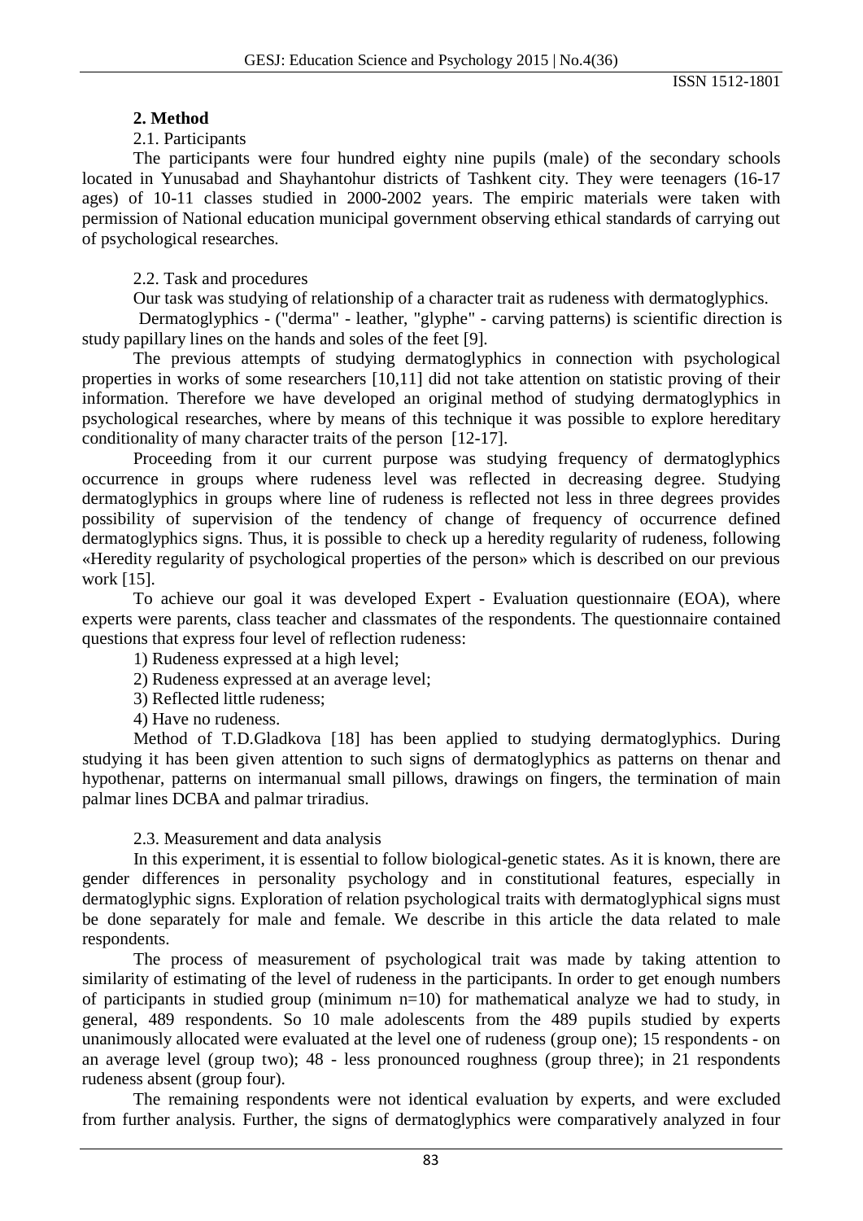## 2. Method

2.1. Participants

The participants were four hundred eighty nine pupils (male) of the secondary schools located in Yunusabad and Shayhantohur districts of Tashkent city. They were teenagers (16-17 ages) of 10-11 classes studied in 2000-2002 years. The empiric materials were taken with permission of National education municipal government observing ethical standards of carrying out of psychological researches.

2.2. Task and procedures

Our task was studying of relationship of a character trait as rudeness with dermatoglyphics.

Dermatoglyphics - ("derma" - leather, "glyphe" - carving patterns) is scientific direction is study papillary lines on the hands and soles of the feet [9].

The previous attempts of studying dermatoglyphics in connection with psychological properties in works of some researchers [10,11] did not take attention on statistic proving of their information. Therefore we have developed an original method of studying dermatoglyphics in psychological researches, where by means of this technique it was possible to explore hereditary conditionality of many character traits of the person [12-17].

Proceeding from it our current purpose was studying frequency of dermatoglyphics occurrence in groups where rudeness level was reflected in decreasing degree. Studying dermatoglyphics in groups where line of rudeness is reflected not less in three degrees provides possibility of supervision of the tendency of change of frequency of occurrence defined dermatoglyphics signs. Thus, it is possible to check up a heredity regularity of rudeness, following «Heredity regularity of psychological properties of the person» which is described on our previous work [15].

To achieve our goal it was developed Expert - Evaluation questionnaire (EOA), where experts were parents, class teacher and classmates of the respondents. The questionnaire contained questions that express four level of reflection rudeness:

1) Rudeness expressed at a high level;
2) Rudeness expressed at an average level;
3) Reflected little rudeness;
4) Have no rudeness.

Method of T.D.Gladkova [18] has been applied to studying dermatoglyphics. During studying it has been given attention to such signs of dermatoglyphics as patterns on thenar and hypothenar, patterns on intermanual small pillows, drawings on fingers, the termination of main palmar lines DCBA and palmar triradius.

2.3. Measurement and data analysis

In this experiment, it is essential to follow biological-genetic states. As it is known, there are gender differences in personality psychology and in constitutional features, especially in dermatoglyphic signs. Exploration of relation psychological traits with dermatoglyphical signs must be done separately for male and female. We describe in this article the data related to male respondents.

The process of measurement of psychological trait was made by taking attention to similarity of estimating of the level of rudeness in the participants. In order to get enough numbers of participants in studied group (minimum n=10) for mathematical analyze we had to study, in general, 489 respondents. So 10 male adolescents from the 489 pupils studied by experts unanimously allocated were evaluated at the level one of rudeness (group one); 15 respondents - on an average level (group two); 48 - less pronounced roughness (group three); in 21 respondents rudeness absent (group four).

The remaining respondents were not identical evaluation by experts, and were excluded from further analysis. Further, the signs of dermatoglyphics were comparatively analyzed in four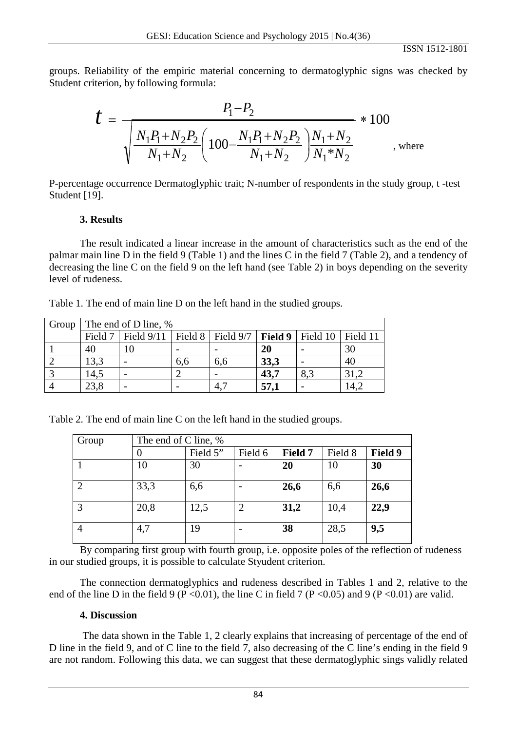groups. Reliability of the empiric material concerning to dermatoglyphic signs was checked by Student criterion, by following formula:

$$t = \frac{P_1 - P_2}{\sqrt{\frac{N_1P_1+N_2P_2}{N_1+N_2}\left(100-\frac{N_1P_1+N_2P_2}{N_1+N_2}\right)\frac{N_1+N_2}{N_1*N_2}}} * 100$$

, where

P-percentage occurrence Dermatoglyphic trait; N-number of respondents in the study group, t -test Student [19].

### 3. Results

The result indicated a linear increase in the amount of characteristics such as the end of the palmar main line D in the field 9 (Table 1) and the lines C in the field 7 (Table 2), and a tendency of decreasing the line C on the field 9 on the left hand (see Table 2) in boys depending on the severity level of rudeness.

Table 1. The end of main line D on the left hand in the studied groups.

| Group | The end of D line, % | | | | | | |
|---|---|---|---|---|---|---|---|
| | Field 7 | Field 9/11 | Field 8 | Field 9/7 | **Field 9** | Field 10 | Field 11 |
| 1 | 40 | 10 | - | - | **20** | - | 30 |
| 2 | 13,3 | - | 6,6 | 6,6 | **33,3** | - | 40 |
| 3 | 14,5 | - | 2 | - | **43,7** | 8,3 | 31,2 |
| 4 | 23,8 | - | - | 4,7 | **57,1** | - | 14,2 |

Table 2. The end of main line C on the left hand in the studied groups.

| Group | The end of C line, % | | | | | |
|---|---|---|---|---|---|---|
| | 0 | Field 5" | Field 6 | **Field 7** | Field 8 | **Field 9** |
| 1 | 10 | 30 | - | **20** | 10 | **30** |
| 2 | 33,3 | 6,6 | - | **26,6** | 6,6 | **26,6** |
| 3 | 20,8 | 12,5 | 2 | **31,2** | 10,4 | **22,9** |
| 4 | 4,7 | 19 | - | **38** | 28,5 | **9,5** |

By comparing first group with fourth group, i.e. opposite poles of the reflection of rudeness in our studied groups, it is possible to calculate Styudent criterion.

The connection dermatoglyphics and rudeness described in Tables 1 and 2, relative to the end of the line D in the field 9 ($P < 0.01$), the line C in field 7 ($P < 0.05$) and 9 ($P < 0.01$) are valid.

### 4. Discussion

The data shown in the Table 1, 2 clearly explains that increasing of percentage of the end of D line in the field 9, and of C line to the field 7, also decreasing of the C line's ending in the field 9 are not random. Following this data, we can suggest that these dermatoglyphic sings validly related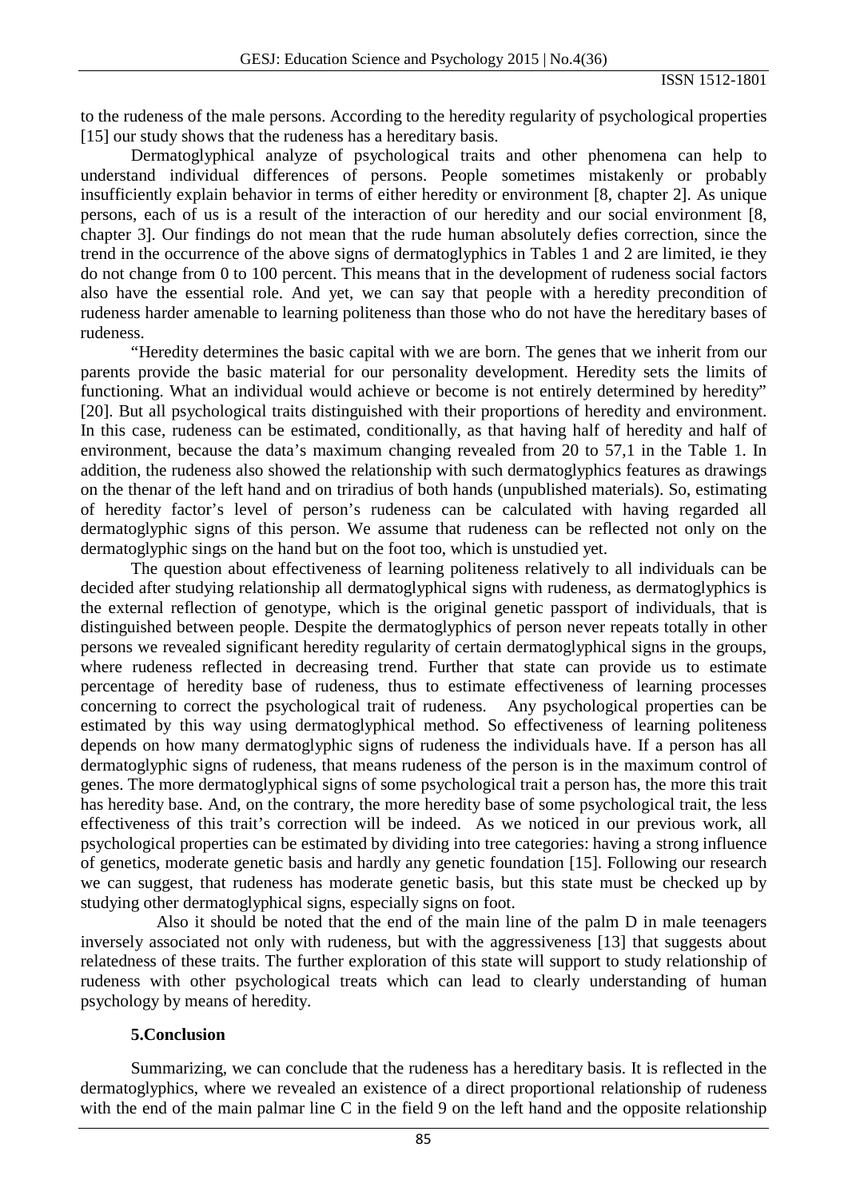to the rudeness of the male persons. According to the heredity regularity of psychological properties [15] our study shows that the rudeness has a hereditary basis.

Dermatoglyphical analyze of psychological traits and other phenomena can help to understand individual differences of persons. People sometimes mistakenly or probably insufficiently explain behavior in terms of either heredity or environment [8, chapter 2]. As unique persons, each of us is a result of the interaction of our heredity and our social environment [8, chapter 3]. Our findings do not mean that the rude human absolutely defies correction, since the trend in the occurrence of the above signs of dermatoglyphics in Tables 1 and 2 are limited, ie they do not change from 0 to 100 percent. This means that in the development of rudeness social factors also have the essential role. And yet, we can say that people with a heredity precondition of rudeness harder amenable to learning politeness than those who do not have the hereditary bases of rudeness.

"Heredity determines the basic capital with we are born. The genes that we inherit from our parents provide the basic material for our personality development. Heredity sets the limits of functioning. What an individual would achieve or become is not entirely determined by heredity" [20]. But all psychological traits distinguished with their proportions of heredity and environment. In this case, rudeness can be estimated, conditionally, as that having half of heredity and half of environment, because the data's maximum changing revealed from 20 to 57,1 in the Table 1. In addition, the rudeness also showed the relationship with such dermatoglyphics features as drawings on the thenar of the left hand and on triradius of both hands (unpublished materials). So, estimating of heredity factor's level of person's rudeness can be calculated with having regarded all dermatoglyphic signs of this person. We assume that rudeness can be reflected not only on the dermatoglyphic sings on the hand but on the foot too, which is unstudied yet.

The question about effectiveness of learning politeness relatively to all individuals can be decided after studying relationship all dermatoglyphical signs with rudeness, as dermatoglyphics is the external reflection of genotype, which is the original genetic passport of individuals, that is distinguished between people. Despite the dermatoglyphics of person never repeats totally in other persons we revealed significant heredity regularity of certain dermatoglyphical signs in the groups, where rudeness reflected in decreasing trend. Further that state can provide us to estimate percentage of heredity base of rudeness, thus to estimate effectiveness of learning processes concerning to correct the psychological trait of rudeness. Any psychological properties can be estimated by this way using dermatoglyphical method. So effectiveness of learning politeness depends on how many dermatoglyphic signs of rudeness the individuals have. If a person has all dermatoglyphic signs of rudeness, that means rudeness of the person is in the maximum control of genes. The more dermatoglyphical signs of some psychological trait a person has, the more this trait has heredity base. And, on the contrary, the more heredity base of some psychological trait, the less effectiveness of this trait's correction will be indeed. As we noticed in our previous work, all psychological properties can be estimated by dividing into tree categories: having a strong influence of genetics, moderate genetic basis and hardly any genetic foundation [15]. Following our research we can suggest, that rudeness has moderate genetic basis, but this state must be checked up by studying other dermatoglyphical signs, especially signs on foot.

Also it should be noted that the end of the main line of the palm D in male teenagers inversely associated not only with rudeness, but with the aggressiveness [13] that suggests about relatedness of these traits. The further exploration of this state will support to study relationship of rudeness with other psychological treats which can lead to clearly understanding of human psychology by means of heredity.

## 5. Conclusion

Summarizing, we can conclude that the rudeness has a hereditary basis. It is reflected in the dermatoglyphics, where we revealed an existence of a direct proportional relationship of rudeness with the end of the main palmar line C in the field 9 on the left hand and the opposite relationship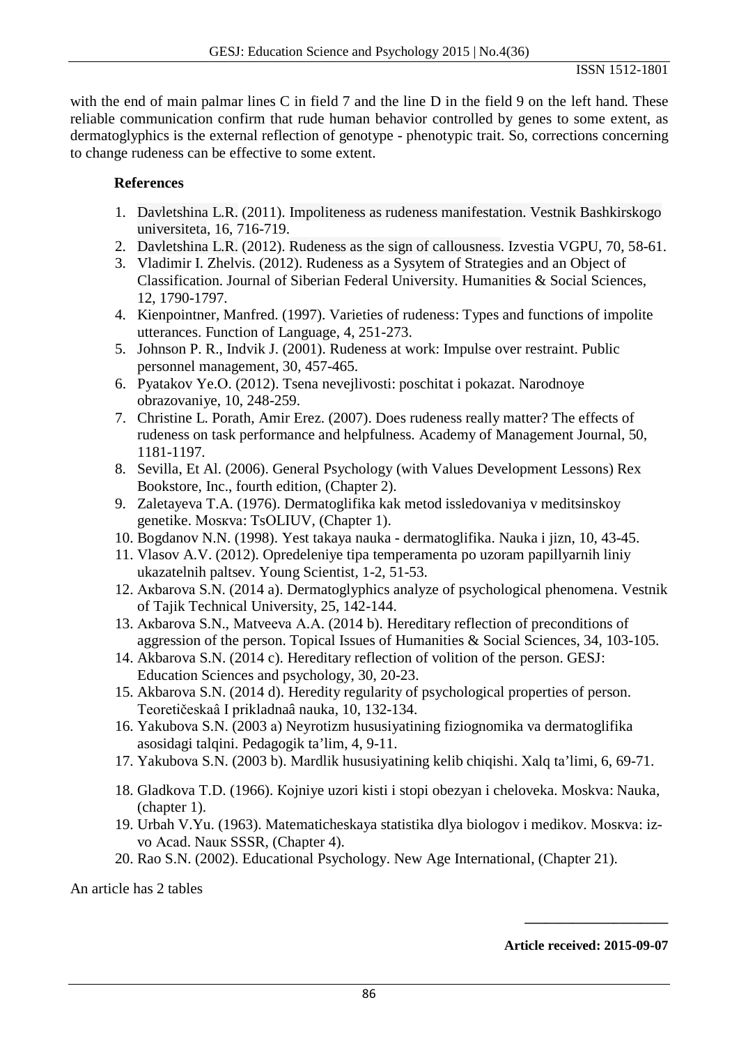with the end of main palmar lines C in field 7 and the line D in the field 9 on the left hand. These reliable communication confirm that rude human behavior controlled by genes to some extent, as dermatoglyphics is the external reflection of genotype - phenotypic trait. So, corrections concerning to change rudeness can be effective to some extent.

**References**

1. Davletshina L.R. (2011). Impoliteness as rudeness manifestation. Vestnik Bashkirskogo universiteta, 16, 716-719.
2. Davletshina L.R. (2012). Rudeness as the sign of callousness. Izvestia VGPU, 70, 58-61.
3. Vladimir I. Zhelvis. (2012). Rudeness as a Sysytem of Strategies and an Object of Classification. Journal of Siberian Federal University. Humanities & Social Sciences, 12, 1790-1797.
4. Kienpointner, Manfred. (1997). Varieties of rudeness: Types and functions of impolite utterances. Function of Language, 4, 251-273.
5. Johnson P. R., Indvik J. (2001). Rudeness at work: Impulse over restraint. Public personnel management, 30, 457-465.
6. Pyatakov Ye.O. (2012). Tsena nevejlivosti: poschitat i pokazat. Narodnoye obrazovaniye, 10, 248-259.
7. Christine L. Porath, Amir Erez. (2007). Does rudeness really matter? The effects of rudeness on task performance and helpfulness. Academy of Management Journal, 50, 1181-1197.
8. Sevilla, Et Al. (2006). General Psychology (with Values Development Lessons) Rex Bookstore, Inc., fourth edition, (Chapter 2).
9. Zaletayeva T.A. (1976). Dermatoglifika kak metod issledovaniya v meditsinskoy genetike. Mosкva: TsOLIUV, (Chapter 1).
10. Bogdanov N.N. (1998). Yest takaya nauka - dermatoglifika. Nauka i jizn, 10, 43-45.
11. Vlasov A.V. (2012). Opredeleniye tipa temperamenta po uzoram papillyarnih liniy ukazatelnih paltsev. Young Scientist, 1-2, 51-53.
12. Aкbarova S.N. (2014 a). Dermatoglyphics analyze of psychological phenomena. Vestnik of Tajik Technical University, 25, 142-144.
13. Aкbarova S.N., Matveeva A.A. (2014 b). Hereditary reflection of preconditions of aggression of the person. Topical Issues of Humanities & Social Sciences, 34, 103-105.
14. Akbarova S.N. (2014 c). Hereditary reflection of volition of the person. GESJ: Education Sciences and psychology, 30, 20-23.
15. Akbarova S.N. (2014 d). Heredity regularity of psychological properties of person. Teoretičeskaâ I prikladnaâ nauka, 10, 132-134.
16. Yakubova S.N. (2003 a) Neyrotizm hususiyatining fiziognomika va dermatoglifika asosidagi talqini. Pedagogik ta'lim, 4, 9-11.
17. Yakubova S.N. (2003 b). Mardlik hususiyatining kelib chiqishi. Xalq ta'limi, 6, 69-71.
18. Gladkova T.D. (1966). Kojniye uzori kisti i stopi obezyan i cheloveka. Moskva: Nauka, (chapter 1).
19. Urbah V.Yu. (1963). Matematicheskaya statistika dlya biologov i medikov. Mosкva: iz-vo Acad. Nauк SSSR, (Chapter 4).
20. Rao S.N. (2002). Educational Psychology. New Age International, (Chapter 21).

An article has 2 tables

**Article received: 2015-09-07**